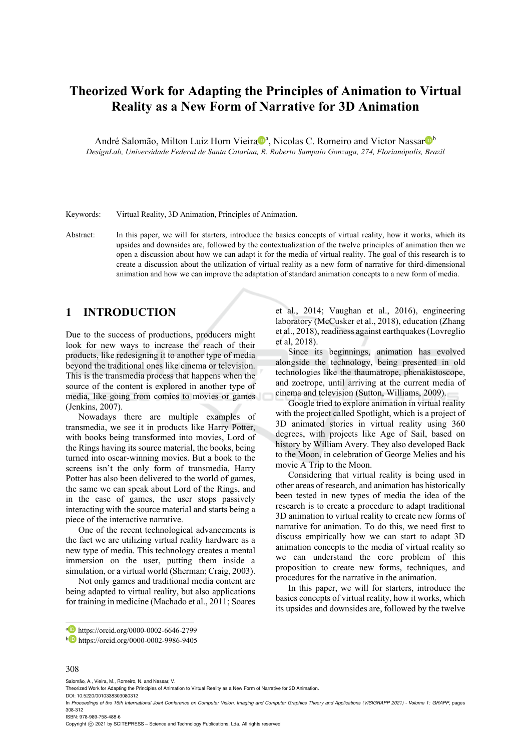# Theorized Work for Adapting the Principles of Animation to Virtual Reality as a New Form of Narrative for 3D Animation

André Salomão, Milton Luiz Horn Vieira[a], Nicolas C. Romeiro and Victor Nassar[b]

*DesignLab, Universidade Federal de Santa Catarina, R. Roberto Sampaio Gonzaga, 274, Florianópolis, Brazil*

Keywords: Virtual Reality, 3D Animation, Principles of Animation.

Abstract: In this paper, we will for starters, introduce the basics concepts of virtual reality, how it works, which its upsides and downsides are, followed by the contextualization of the twelve principles of animation then we open a discussion about how we can adapt it for the media of virtual reality. The goal of this research is to create a discussion about the utilization of virtual reality as a new form of narrative for third-dimensional animation and how we can improve the adaptation of standard animation concepts to a new form of media.

## 1 INTRODUCTION

Due to the success of productions, producers might look for new ways to increase the reach of their products, like redesigning it to another type of media beyond the traditional ones like cinema or television. This is the transmedia process that happens when the source of the content is explored in another type of media, like going from comics to movies or games (Jenkins, 2007).

Nowadays there are multiple examples of transmedia, we see it in products like Harry Potter, with books being transformed into movies, Lord of the Rings having its source material, the books, being turned into oscar-winning movies. But a book to the screens isn't the only form of transmedia, Harry Potter has also been delivered to the world of games, the same we can speak about Lord of the Rings, and in the case of games, the user stops passively interacting with the source material and starts being a piece of the interactive narrative.

One of the recent technological advancements is the fact we are utilizing virtual reality hardware as a new type of media. This technology creates a mental immersion on the user, putting them inside a simulation, or a virtual world (Sherman; Craig, 2003).

Not only games and traditional media content are being adapted to virtual reality, but also applications for training in medicine (Machado et al., 2011; Soares et al., 2014; Vaughan et al., 2016), engineering laboratory (McCusker et al., 2018), education (Zhang et al., 2018), readiness against earthquakes (Lovreglio et al, 2018).

Since its beginnings, animation has evolved alongside the technology, being presented in old technologies like the thaumatrope, phenakistoscope, and zoetrope, until arriving at the current media of cinema and television (Sutton, Williams, 2009).

Google tried to explore animation in virtual reality with the project called Spotlight, which is a project of 3D animated stories in virtual reality using 360 degrees, with projects like Age of Sail, based on history by William Avery. They also developed Back to the Moon, in celebration of George Melies and his movie A Trip to the Moon.

Considering that virtual reality is being used in other areas of research, and animation has historically been tested in new types of media the idea of the research is to create a procedure to adapt traditional 3D animation to virtual reality to create new forms of narrative for animation. To do this, we need first to discuss empirically how we can start to adapt 3D animation concepts to the media of virtual reality so we can understand the core problem of this proposition to create new forms, techniques, and procedures for the narrative in the animation.

In this paper, we will for starters, introduce the basics concepts of virtual reality, how it works, which its upsides and downsides are, followed by the twelve

[a] https://orcid.org/0000-0002-6646-2799

[b] https://orcid.org/0000-0002-9986-9405

Salomão, A., Vieira, M., Romeiro, N. and Nassar, V.
Theorized Work for Adapting the Principles of Animation to Virtual Reality as a New Form of Narrative for 3D Animation.
DOI: 10.5220/0010338303080312
In *Proceedings of the 16th International Joint Conference on Computer Vision, Imaging and Computer Graphics Theory and Applications (VISIGRAPP 2021) - Volume 1: GRAPP*, pages 308-312
ISBN: 978-989-758-488-6
Copyright © 2021 by SCITEPRESS – Science and Technology Publications, Lda. All rights reserved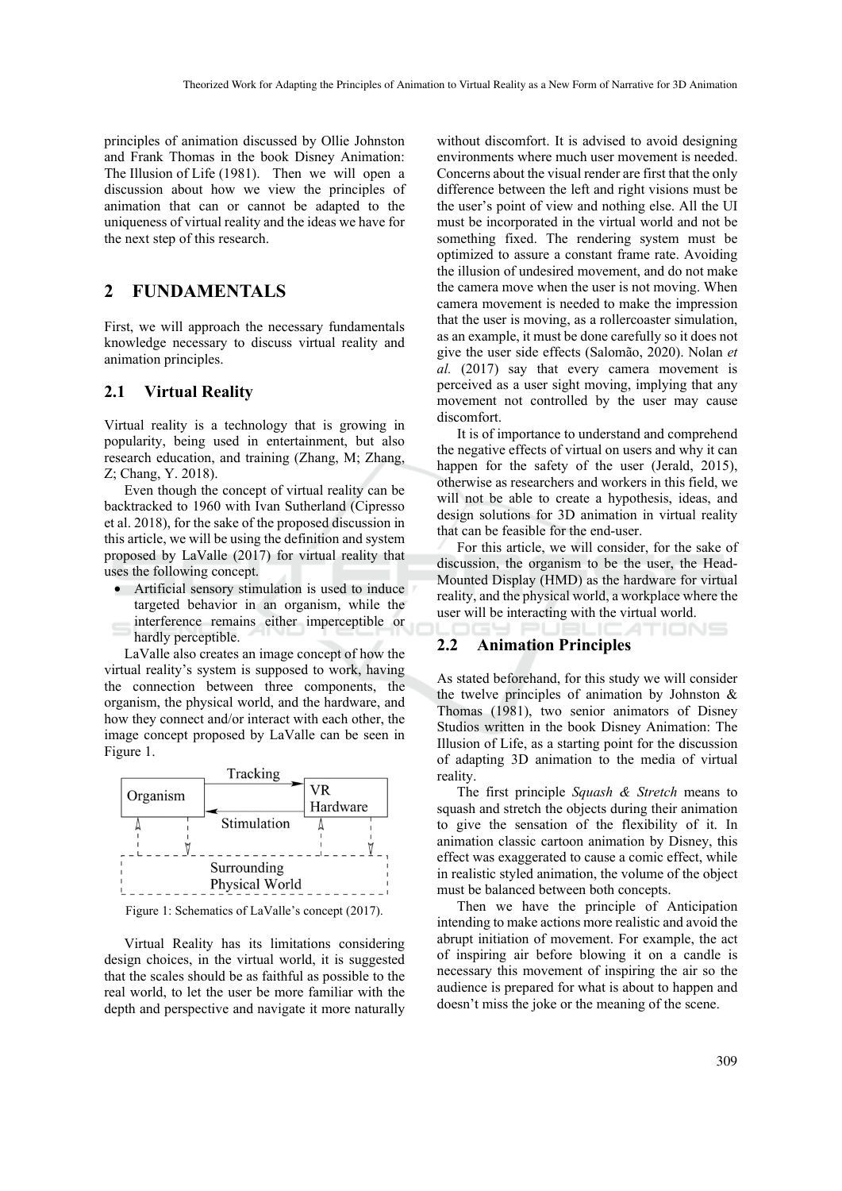principles of animation discussed by Ollie Johnston and Frank Thomas in the book Disney Animation: The Illusion of Life (1981). Then we will open a discussion about how we view the principles of animation that can or cannot be adapted to the uniqueness of virtual reality and the ideas we have for the next step of this research.

## 2 FUNDAMENTALS

First, we will approach the necessary fundamentals knowledge necessary to discuss virtual reality and animation principles.

### 2.1 Virtual Reality

Virtual reality is a technology that is growing in popularity, being used in entertainment, but also research education, and training (Zhang, M; Zhang, Z; Chang, Y. 2018).

Even though the concept of virtual reality can be backtracked to 1960 with Ivan Sutherland (Cipresso et al. 2018), for the sake of the proposed discussion in this article, we will be using the definition and system proposed by LaValle (2017) for virtual reality that uses the following concept.

- Artificial sensory stimulation is used to induce targeted behavior in an organism, while the interference remains either imperceptible or hardly perceptible.

LaValle also creates an image concept of how the virtual reality's system is supposed to work, having the connection between three components, the organism, the physical world, and the hardware, and how they connect and/or interact with each other, the image concept proposed by LaValle can be seen in Figure 1.

Figure 1: Schematics of LaValle's concept (2017).

Virtual Reality has its limitations considering design choices, in the virtual world, it is suggested that the scales should be as faithful as possible to the real world, to let the user be more familiar with the depth and perspective and navigate it more naturally without discomfort. It is advised to avoid designing environments where much user movement is needed. Concerns about the visual render are first that the only difference between the left and right visions must be the user's point of view and nothing else. All the UI must be incorporated in the virtual world and not be something fixed. The rendering system must be optimized to assure a constant frame rate. Avoiding the illusion of undesired movement, and do not make the camera move when the user is not moving. When camera movement is needed to make the impression that the user is moving, as a rollercoaster simulation, as an example, it must be done carefully so it does not give the user side effects (Salomão, 2020). Nolan *et al.* (2017) say that every camera movement is perceived as a user sight moving, implying that any movement not controlled by the user may cause discomfort.

It is of importance to understand and comprehend the negative effects of virtual on users and why it can happen for the safety of the user (Jerald, 2015), otherwise as researchers and workers in this field, we will not be able to create a hypothesis, ideas, and design solutions for 3D animation in virtual reality that can be feasible for the end-user.

For this article, we will consider, for the sake of discussion, the organism to be the user, the Head-Mounted Display (HMD) as the hardware for virtual reality, and the physical world, a workplace where the user will be interacting with the virtual world.

### 2.2 Animation Principles

As stated beforehand, for this study we will consider the twelve principles of animation by Johnston & Thomas (1981), two senior animators of Disney Studios written in the book Disney Animation: The Illusion of Life, as a starting point for the discussion of adapting 3D animation to the media of virtual reality.

The first principle *Squash & Stretch* means to squash and stretch the objects during their animation to give the sensation of the flexibility of it. In animation classic cartoon animation by Disney, this effect was exaggerated to cause a comic effect, while in realistic styled animation, the volume of the object must be balanced between both concepts.

Then we have the principle of Anticipation intending to make actions more realistic and avoid the abrupt initiation of movement. For example, the act of inspiring air before blowing it on a candle is necessary this movement of inspiring the air so the audience is prepared for what is about to happen and doesn't miss the joke or the meaning of the scene.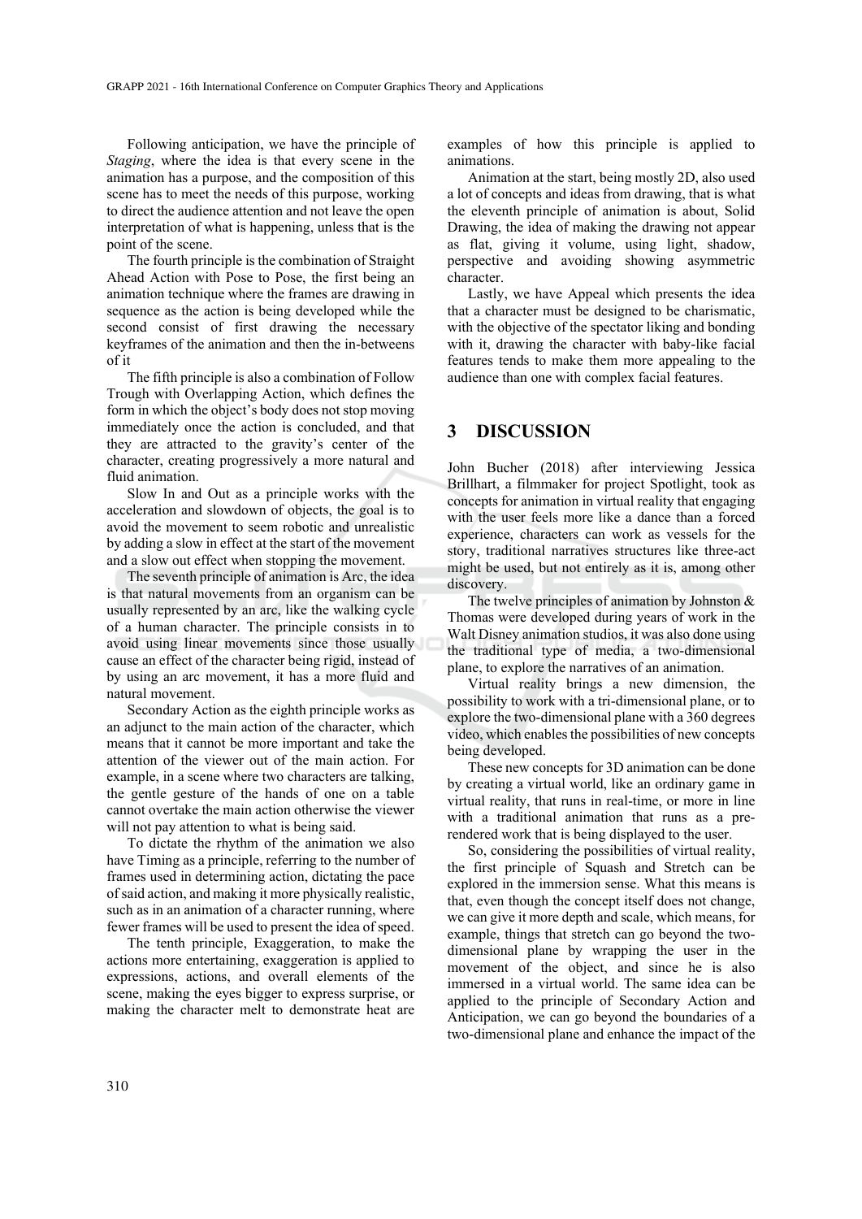Following anticipation, we have the principle of *Staging*, where the idea is that every scene in the animation has a purpose, and the composition of this scene has to meet the needs of this purpose, working to direct the audience attention and not leave the open interpretation of what is happening, unless that is the point of the scene.

The fourth principle is the combination of Straight Ahead Action with Pose to Pose, the first being an animation technique where the frames are drawing in sequence as the action is being developed while the second consist of first drawing the necessary keyframes of the animation and then the in-betweens of it

The fifth principle is also a combination of Follow Trough with Overlapping Action, which defines the form in which the object's body does not stop moving immediately once the action is concluded, and that they are attracted to the gravity's center of the character, creating progressively a more natural and fluid animation.

Slow In and Out as a principle works with the acceleration and slowdown of objects, the goal is to avoid the movement to seem robotic and unrealistic by adding a slow in effect at the start of the movement and a slow out effect when stopping the movement.

The seventh principle of animation is Arc, the idea is that natural movements from an organism can be usually represented by an arc, like the walking cycle of a human character. The principle consists in to avoid using linear movements since those usually cause an effect of the character being rigid, instead of by using an arc movement, it has a more fluid and natural movement.

Secondary Action as the eighth principle works as an adjunct to the main action of the character, which means that it cannot be more important and take the attention of the viewer out of the main action. For example, in a scene where two characters are talking, the gentle gesture of the hands of one on a table cannot overtake the main action otherwise the viewer will not pay attention to what is being said.

To dictate the rhythm of the animation we also have Timing as a principle, referring to the number of frames used in determining action, dictating the pace of said action, and making it more physically realistic, such as in an animation of a character running, where fewer frames will be used to present the idea of speed.

The tenth principle, Exaggeration, to make the actions more entertaining, exaggeration is applied to expressions, actions, and overall elements of the scene, making the eyes bigger to express surprise, or making the character melt to demonstrate heat are examples of how this principle is applied to animations.

Animation at the start, being mostly 2D, also used a lot of concepts and ideas from drawing, that is what the eleventh principle of animation is about, Solid Drawing, the idea of making the drawing not appear as flat, giving it volume, using light, shadow, perspective and avoiding showing asymmetric character.

Lastly, we have Appeal which presents the idea that a character must be designed to be charismatic, with the objective of the spectator liking and bonding with it, drawing the character with baby-like facial features tends to make them more appealing to the audience than one with complex facial features.

## 3 DISCUSSION

John Bucher (2018) after interviewing Jessica Brillhart, a filmmaker for project Spotlight, took as concepts for animation in virtual reality that engaging with the user feels more like a dance than a forced experience, characters can work as vessels for the story, traditional narratives structures like three-act might be used, but not entirely as it is, among other discovery.

The twelve principles of animation by Johnston & Thomas were developed during years of work in the Walt Disney animation studios, it was also done using the traditional type of media, a two-dimensional plane, to explore the narratives of an animation.

Virtual reality brings a new dimension, the possibility to work with a tri-dimensional plane, or to explore the two-dimensional plane with a 360 degrees video, which enables the possibilities of new concepts being developed.

These new concepts for 3D animation can be done by creating a virtual world, like an ordinary game in virtual reality, that runs in real-time, or more in line with a traditional animation that runs as a pre-rendered work that is being displayed to the user.

So, considering the possibilities of virtual reality, the first principle of Squash and Stretch can be explored in the immersion sense. What this means is that, even though the concept itself does not change, we can give it more depth and scale, which means, for example, things that stretch can go beyond the two-dimensional plane by wrapping the user in the movement of the object, and since he is also immersed in a virtual world. The same idea can be applied to the principle of Secondary Action and Anticipation, we can go beyond the boundaries of a two-dimensional plane and enhance the impact of the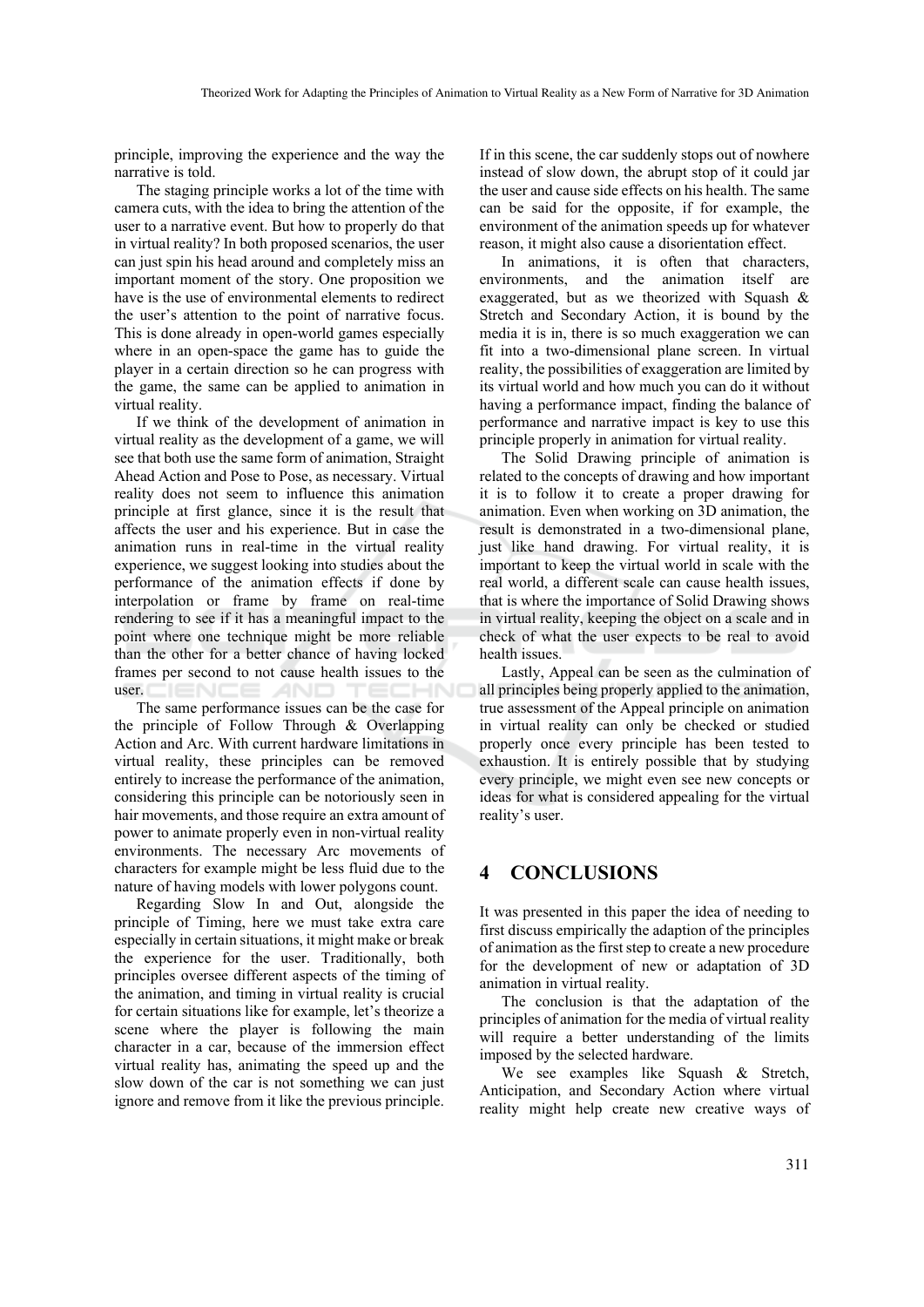principle, improving the experience and the way the narrative is told.

The staging principle works a lot of the time with camera cuts, with the idea to bring the attention of the user to a narrative event. But how to properly do that in virtual reality? In both proposed scenarios, the user can just spin his head around and completely miss an important moment of the story. One proposition we have is the use of environmental elements to redirect the user's attention to the point of narrative focus. This is done already in open-world games especially where in an open-space the game has to guide the player in a certain direction so he can progress with the game, the same can be applied to animation in virtual reality.

If we think of the development of animation in virtual reality as the development of a game, we will see that both use the same form of animation, Straight Ahead Action and Pose to Pose, as necessary. Virtual reality does not seem to influence this animation principle at first glance, since it is the result that affects the user and his experience. But in case the animation runs in real-time in the virtual reality experience, we suggest looking into studies about the performance of the animation effects if done by interpolation or frame by frame on real-time rendering to see if it has a meaningful impact to the point where one technique might be more reliable than the other for a better chance of having locked frames per second to not cause health issues to the user.

The same performance issues can be the case for the principle of Follow Through & Overlapping Action and Arc. With current hardware limitations in virtual reality, these principles can be removed entirely to increase the performance of the animation, considering this principle can be notoriously seen in hair movements, and those require an extra amount of power to animate properly even in non-virtual reality environments. The necessary Arc movements of characters for example might be less fluid due to the nature of having models with lower polygons count.

Regarding Slow In and Out, alongside the principle of Timing, here we must take extra care especially in certain situations, it might make or break the experience for the user. Traditionally, both principles oversee different aspects of the timing of the animation, and timing in virtual reality is crucial for certain situations like for example, let's theorize a scene where the player is following the main character in a car, because of the immersion effect virtual reality has, animating the speed up and the slow down of the car is not something we can just ignore and remove from it like the previous principle. If in this scene, the car suddenly stops out of nowhere instead of slow down, the abrupt stop of it could jar the user and cause side effects on his health. The same can be said for the opposite, if for example, the environment of the animation speeds up for whatever reason, it might also cause a disorientation effect.

In animations, it is often that characters, environments, and the animation itself are exaggerated, but as we theorized with Squash & Stretch and Secondary Action, it is bound by the media it is in, there is so much exaggeration we can fit into a two-dimensional plane screen. In virtual reality, the possibilities of exaggeration are limited by its virtual world and how much you can do it without having a performance impact, finding the balance of performance and narrative impact is key to use this principle properly in animation for virtual reality.

The Solid Drawing principle of animation is related to the concepts of drawing and how important it is to follow it to create a proper drawing for animation. Even when working on 3D animation, the result is demonstrated in a two-dimensional plane, just like hand drawing. For virtual reality, it is important to keep the virtual world in scale with the real world, a different scale can cause health issues, that is where the importance of Solid Drawing shows in virtual reality, keeping the object on a scale and in check of what the user expects to be real to avoid health issues.

Lastly, Appeal can be seen as the culmination of all principles being properly applied to the animation, true assessment of the Appeal principle on animation in virtual reality can only be checked or studied properly once every principle has been tested to exhaustion. It is entirely possible that by studying every principle, we might even see new concepts or ideas for what is considered appealing for the virtual reality's user.

# 4 CONCLUSIONS

It was presented in this paper the idea of needing to first discuss empirically the adaption of the principles of animation as the first step to create a new procedure for the development of new or adaptation of 3D animation in virtual reality.

The conclusion is that the adaptation of the principles of animation for the media of virtual reality will require a better understanding of the limits imposed by the selected hardware.

We see examples like Squash & Stretch, Anticipation, and Secondary Action where virtual reality might help create new creative ways of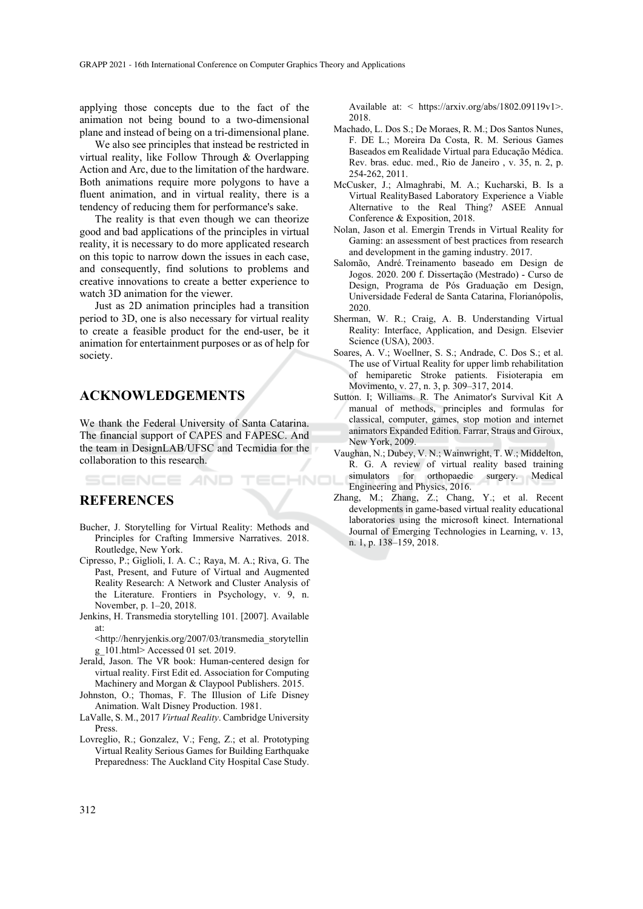applying those concepts due to the fact of the animation not being bound to a two-dimensional plane and instead of being on a tri-dimensional plane.

We also see principles that instead be restricted in virtual reality, like Follow Through & Overlapping Action and Arc, due to the limitation of the hardware. Both animations require more polygons to have a fluent animation, and in virtual reality, there is a tendency of reducing them for performance's sake.

The reality is that even though we can theorize good and bad applications of the principles in virtual reality, it is necessary to do more applicated research on this topic to narrow down the issues in each case, and consequently, find solutions to problems and creative innovations to create a better experience to watch 3D animation for the viewer.

Just as 2D animation principles had a transition period to 3D, one is also necessary for virtual reality to create a feasible product for the end-user, be it animation for entertainment purposes or as of help for society.

## ACKNOWLEDGEMENTS

We thank the Federal University of Santa Catarina. The financial support of CAPES and FAPESC. And the team in DesignLAB/UFSC and Tecmidia for the collaboration to this research.

## REFERENCES

Bucher, J. Storytelling for Virtual Reality: Methods and Principles for Crafting Immersive Narratives. 2018. Routledge, New York.

Cipresso, P.; Giglioli, I. A. C.; Raya, M. A.; Riva, G. The Past, Present, and Future of Virtual and Augmented Reality Research: A Network and Cluster Analysis of the Literature. Frontiers in Psychology, v. 9, n. November, p. 1–20, 2018.

Jenkins, H. Transmedia storytelling 101. [2007]. Available at: <http://henryjenkis.org/2007/03/transmedia_storytelling_101.html> Accessed 01 set. 2019.

Jerald, Jason. The VR book: Human-centered design for virtual reality. First Edit ed. Association for Computing Machinery and Morgan & Claypool Publishers. 2015.

Johnston, O.; Thomas, F. The Illusion of Life Disney Animation. Walt Disney Production. 1981.

LaValle, S. M., 2017 *Virtual Reality*. Cambridge University Press.

Lovreglio, R.; Gonzalez, V.; Feng, Z.; et al. Prototyping Virtual Reality Serious Games for Building Earthquake Preparedness: The Auckland City Hospital Case Study. Available at: < https://arxiv.org/abs/1802.09119v1>. 2018.

Machado, L. Dos S.; De Moraes, R. M.; Dos Santos Nunes, F. DE L.; Moreira Da Costa, R. M. Serious Games Baseados em Realidade Virtual para Educação Médica. Rev. bras. educ. med., Rio de Janeiro , v. 35, n. 2, p. 254-262, 2011.

McCusker, J.; Almaghrabi, M. A.; Kucharski, B. Is a Virtual RealityBased Laboratory Experience a Viable Alternative to the Real Thing? ASEE Annual Conference & Exposition, 2018.

Nolan, Jason et al. Emergin Trends in Virtual Reality for Gaming: an assessment of best practices from research and development in the gaming industry. 2017.

Salomão, André. Treinamento baseado em Design de Jogos. 2020. 200 f. Dissertação (Mestrado) - Curso de Design, Programa de Pós Graduação em Design, Universidade Federal de Santa Catarina, Florianópolis, 2020.

Sherman, W. R.; Craig, A. B. Understanding Virtual Reality: Interface, Application, and Design. Elsevier Science (USA), 2003.

Soares, A. V.; Woellner, S. S.; Andrade, C. Dos S.; et al. The use of Virtual Reality for upper limb rehabilitation of hemiparetic Stroke patients. Fisioterapia em Movimento, v. 27, n. 3, p. 309–317, 2014.

Sutton. I; Williams. R. The Animator's Survival Kit A manual of methods, principles and formulas for classical, computer, games, stop motion and internet animators Expanded Edition. Farrar, Straus and Giroux, New York, 2009.

Vaughan, N.; Dubey, V. N.; Wainwright, T. W.; Middelton, R. G. A review of virtual reality based training simulators for orthopaedic surgery. Medical Engineering and Physics, 2016.

Zhang, M.; Zhang, Z.; Chang, Y.; et al. Recent developments in game-based virtual reality educational laboratories using the microsoft kinect. International Journal of Emerging Technologies in Learning, v. 13, n. 1, p. 138–159, 2018.